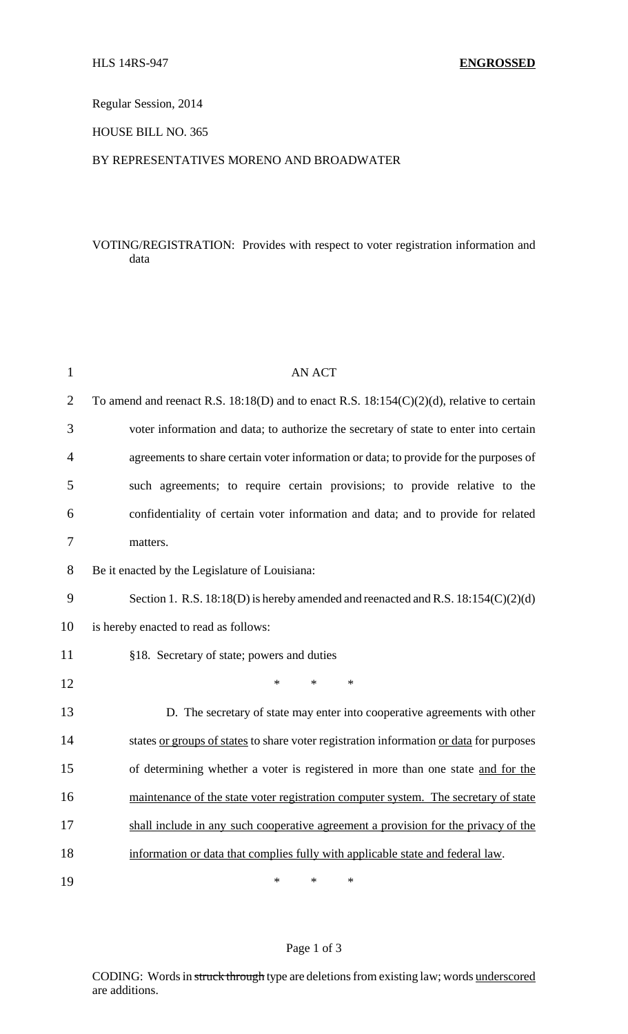HLS 14RS-947 **ENGROSSED**

Regular Session, 2014

HOUSE BILL NO. 365

BY REPRESENTATIVES MORENO AND BROADWATER

VOTING/REGISTRATION: Provides with respect to voter registration information and data

AN ACT

To amend and reenact R.S. 18:18(D) and to enact R.S. 18:154(C)(2)(d), relative to certain voter information and data; to authorize the secretary of state to enter into certain agreements to share certain voter information or data; to provide for the purposes of such agreements; to require certain provisions; to provide relative to the confidentiality of certain voter information and data; and to provide for related matters.

Be it enacted by the Legislature of Louisiana:

Section 1. R.S. 18:18(D) is hereby amended and reenacted and R.S. 18:154(C)(2)(d) is hereby enacted to read as follows:

§18. Secretary of state; powers and duties

\* \* \*

D. The secretary of state may enter into cooperative agreements with other states <u>or groups of states</u> to share voter registration information <u>or data</u> for purposes of determining whether a voter is registered in more than one state <u>and for the maintenance of the state voter registration computer system. The secretary of state shall include in any such cooperative agreement a provision for the privacy of the information or data that complies fully with applicable state and federal law</u>.

\* \* \*

CODING: Words in ~~struck through~~ type are deletions from existing law; words <u>underscored</u> are additions.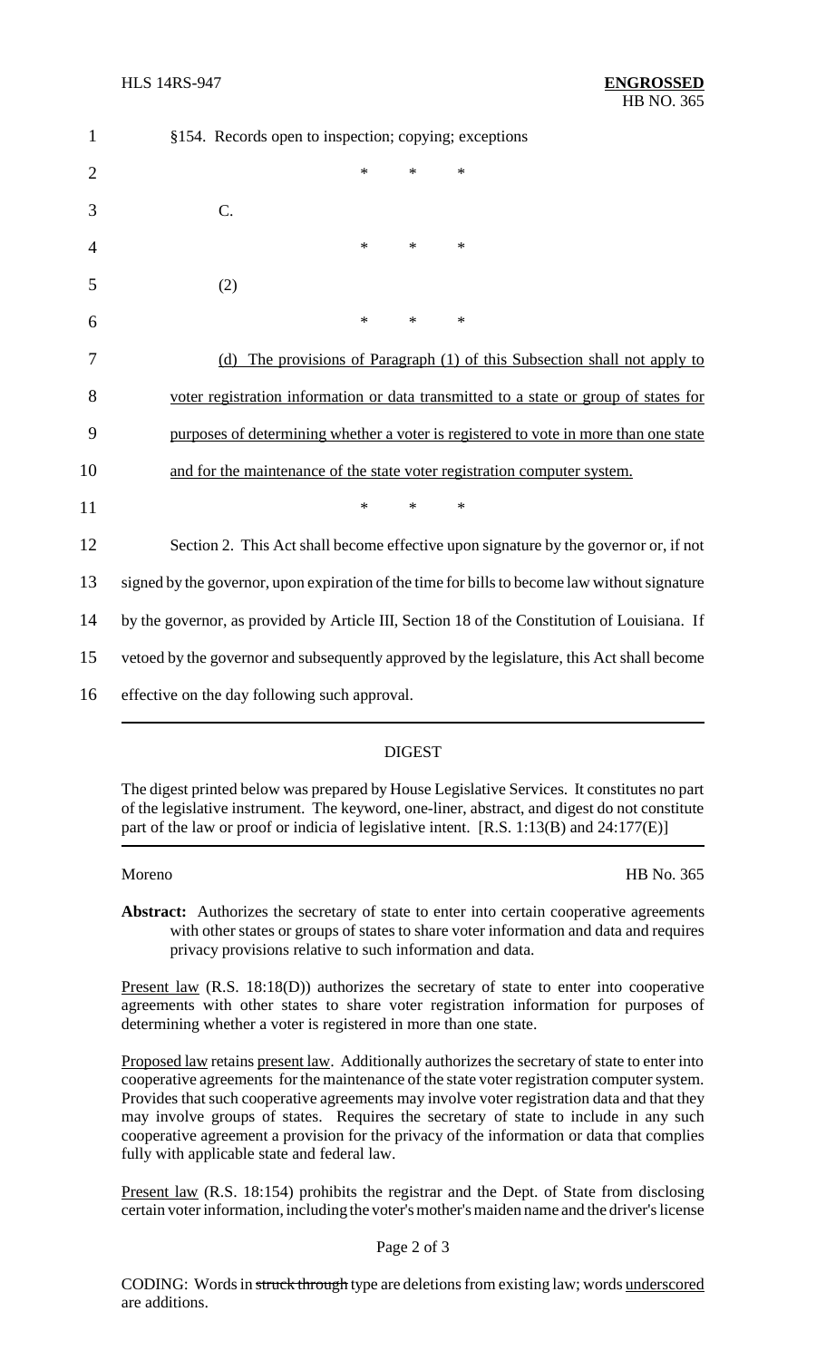§154. Records open to inspection; copying; exceptions

\* \* \*

C.

\* \* \*

(2)

\* \* \*

<u>(d) The provisions of Paragraph (1) of this Subsection shall not apply to voter registration information or data transmitted to a state or group of states for purposes of determining whether a voter is registered to vote in more than one state and for the maintenance of the state voter registration computer system.</u>

\* \* \*

Section 2. This Act shall become effective upon signature by the governor or, if not signed by the governor, upon expiration of the time for bills to become law without signature by the governor, as provided by Article III, Section 18 of the Constitution of Louisiana. If vetoed by the governor and subsequently approved by the legislature, this Act shall become effective on the day following such approval.

---

## DIGEST

The digest printed below was prepared by House Legislative Services. It constitutes no part of the legislative instrument. The keyword, one-liner, abstract, and digest do not constitute part of the law or proof or indicia of legislative intent. [R.S. 1:13(B) and 24:177(E)]

Moreno HB No. 365

**Abstract:** Authorizes the secretary of state to enter into certain cooperative agreements with other states or groups of states to share voter information and data and requires privacy provisions relative to such information and data.

<u>Present law</u> (R.S. 18:18(D)) authorizes the secretary of state to enter into cooperative agreements with other states to share voter registration information for purposes of determining whether a voter is registered in more than one state.

<u>Proposed law</u> retains <u>present law</u>. Additionally authorizes the secretary of state to enter into cooperative agreements for the maintenance of the state voter registration computer system. Provides that such cooperative agreements may involve voter registration data and that they may involve groups of states. Requires the secretary of state to include in any such cooperative agreement a provision for the privacy of the information or data that complies fully with applicable state and federal law.

<u>Present law</u> (R.S. 18:154) prohibits the registrar and the Dept. of State from disclosing certain voter information, including the voter's mother's maiden name and the driver's license

CODING: Words in ~~struck through~~ type are deletions from existing law; words <u>underscored</u> are additions.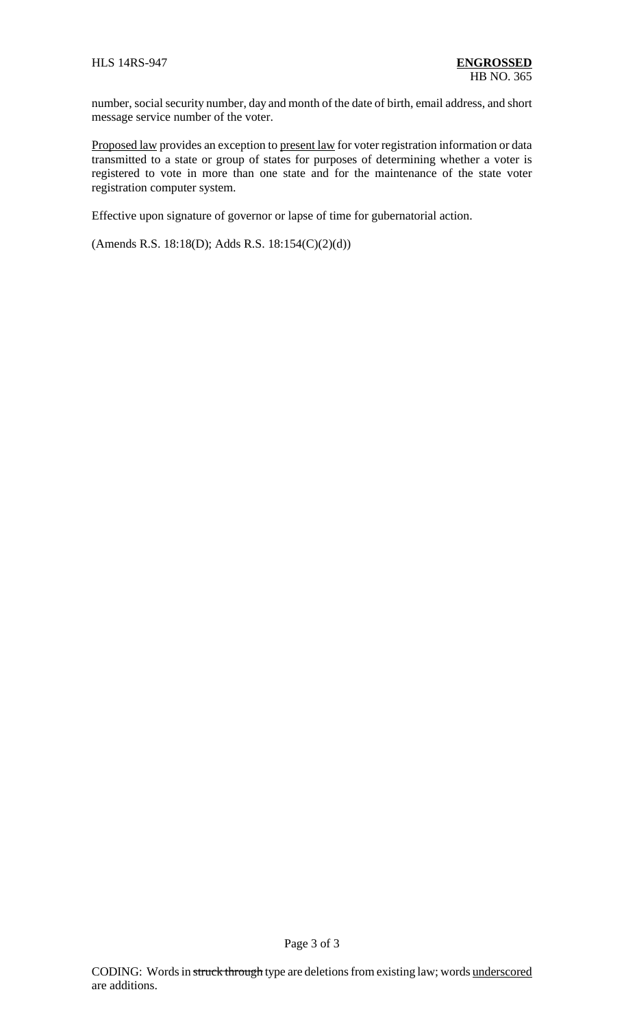number, social security number, day and month of the date of birth, email address, and short message service number of the voter.

Proposed law provides an exception to present law for voter registration information or data transmitted to a state or group of states for purposes of determining whether a voter is registered to vote in more than one state and for the maintenance of the state voter registration computer system.

Effective upon signature of governor or lapse of time for gubernatorial action.

(Amends R.S. 18:18(D); Adds R.S. 18:154(C)(2)(d))

CODING: Words in ~~struck through~~ type are deletions from existing law; words underscored are additions.